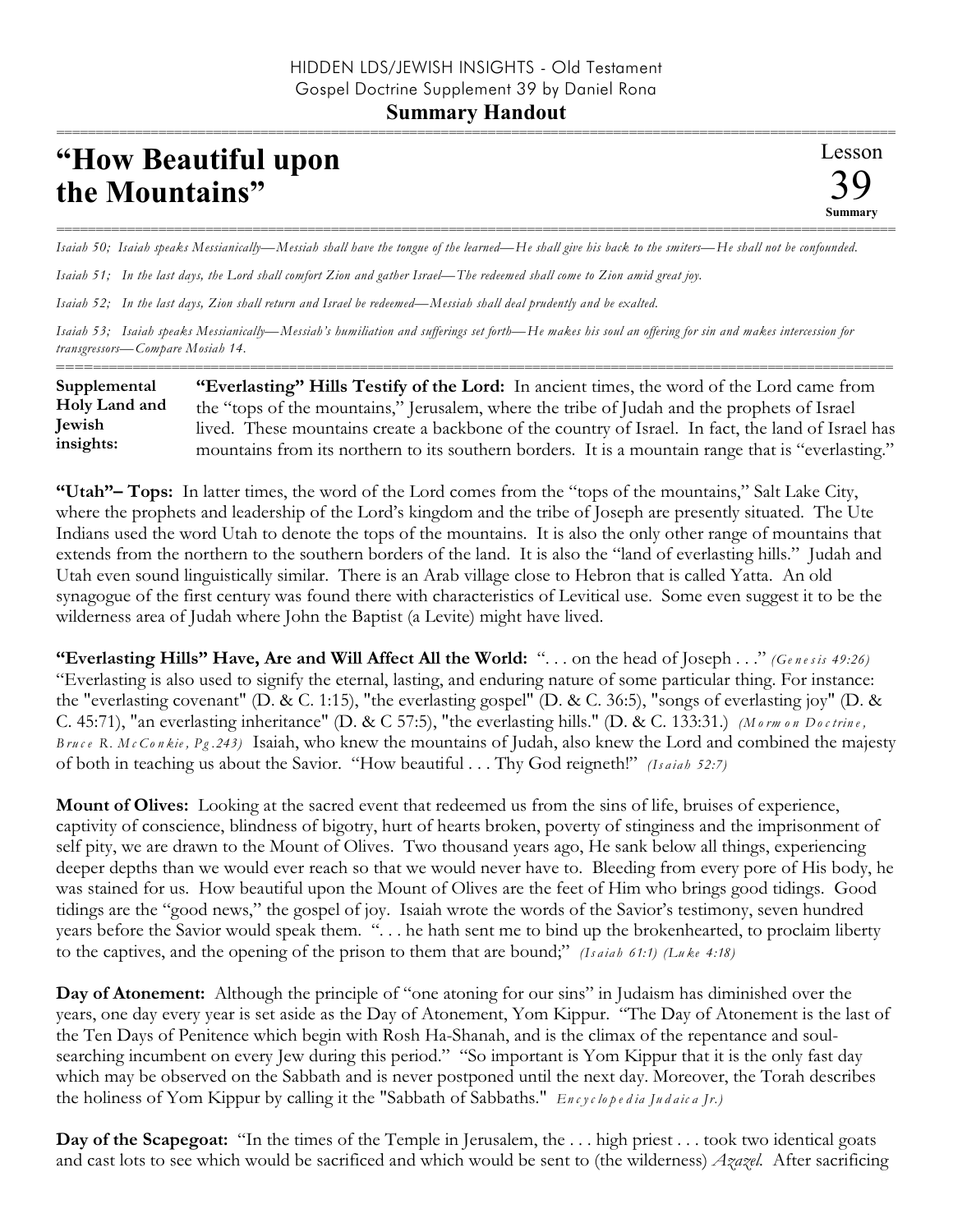HIDDEN LDS/JEWISH INSIGHTS - Old Testament
Gospel Doctrine Supplement 39 by Daniel Rona

**Summary Handout**

# "How Beautiful upon the Mountains"

Lesson 39 **Summary**

*Isaiah 50; Isaiah speaks Messianically—Messiah shall have the tongue of the learned—He shall give his back to the smiters—He shall not be confounded.*

*Isaiah 51; In the last days, the Lord shall comfort Zion and gather Israel—The redeemed shall come to Zion amid great joy.*

*Isaiah 52; In the last days, Zion shall return and Israel be redeemed—Messiah shall deal prudently and be exalted.*

*Isaiah 53; Isaiah speaks Messianically—Messiah's humiliation and sufferings set forth—He makes his soul an offering for sin and makes intercession for transgressors—Compare Mosiah 14.*

**Supplemental Holy Land and Jewish insights:**

**"Everlasting" Hills Testify of the Lord:** In ancient times, the word of the Lord came from the "tops of the mountains," Jerusalem, where the tribe of Judah and the prophets of Israel lived. These mountains create a backbone of the country of Israel. In fact, the land of Israel has mountains from its northern to its southern borders. It is a mountain range that is "everlasting."

**"Utah"– Tops:** In latter times, the word of the Lord comes from the "tops of the mountains," Salt Lake City, where the prophets and leadership of the Lord's kingdom and the tribe of Joseph are presently situated. The Ute Indians used the word Utah to denote the tops of the mountains. It is also the only other range of mountains that extends from the northern to the southern borders of the land. It is also the "land of everlasting hills." Judah and Utah even sound linguistically similar. There is an Arab village close to Hebron that is called Yatta. An old synagogue of the first century was found there with characteristics of Levitical use. Some even suggest it to be the wilderness area of Judah where John the Baptist (a Levite) might have lived.

**"Everlasting Hills" Have, Are and Will Affect All the World:** ". . . on the head of Joseph . . ." *(Genesis 49:26)* "Everlasting is also used to signify the eternal, lasting, and enduring nature of some particular thing. For instance: the "everlasting covenant" (D. & C. 1:15), "the everlasting gospel" (D. & C. 36:5), "songs of everlasting joy" (D. & C. 45:71), "an everlasting inheritance" (D. & C 57:5), "the everlasting hills." (D. & C. 133:31.) *(Mormon Doctrine, Bruce R. McConkie, Pg.243)* Isaiah, who knew the mountains of Judah, also knew the Lord and combined the majesty of both in teaching us about the Savior. "How beautiful . . . Thy God reigneth!" *(Isaiah 52:7)*

**Mount of Olives:** Looking at the sacred event that redeemed us from the sins of life, bruises of experience, captivity of conscience, blindness of bigotry, hurt of hearts broken, poverty of stinginess and the imprisonment of self pity, we are drawn to the Mount of Olives. Two thousand years ago, He sank below all things, experiencing deeper depths than we would ever reach so that we would never have to. Bleeding from every pore of His body, he was stained for us. How beautiful upon the Mount of Olives are the feet of Him who brings good tidings. Good tidings are the "good news," the gospel of joy. Isaiah wrote the words of the Savior's testimony, seven hundred years before the Savior would speak them. ". . . he hath sent me to bind up the brokenhearted, to proclaim liberty to the captives, and the opening of the prison to them that are bound;" *(Isaiah 61:1) (Luke 4:18)*

**Day of Atonement:** Although the principle of "one atoning for our sins" in Judaism has diminished over the years, one day every year is set aside as the Day of Atonement, Yom Kippur. "The Day of Atonement is the last of the Ten Days of Penitence which begin with Rosh Ha-Shanah, and is the climax of the repentance and soul-searching incumbent on every Jew during this period." "So important is Yom Kippur that it is the only fast day which may be observed on the Sabbath and is never postponed until the next day. Moreover, the Torah describes the holiness of Yom Kippur by calling it the "Sabbath of Sabbaths." *Encyclopedia Judaica Jr.)*

**Day of the Scapegoat:** "In the times of the Temple in Jerusalem, the . . . high priest . . . took two identical goats and cast lots to see which would be sacrificed and which would be sent to (the wilderness) *Azazel*. After sacrificing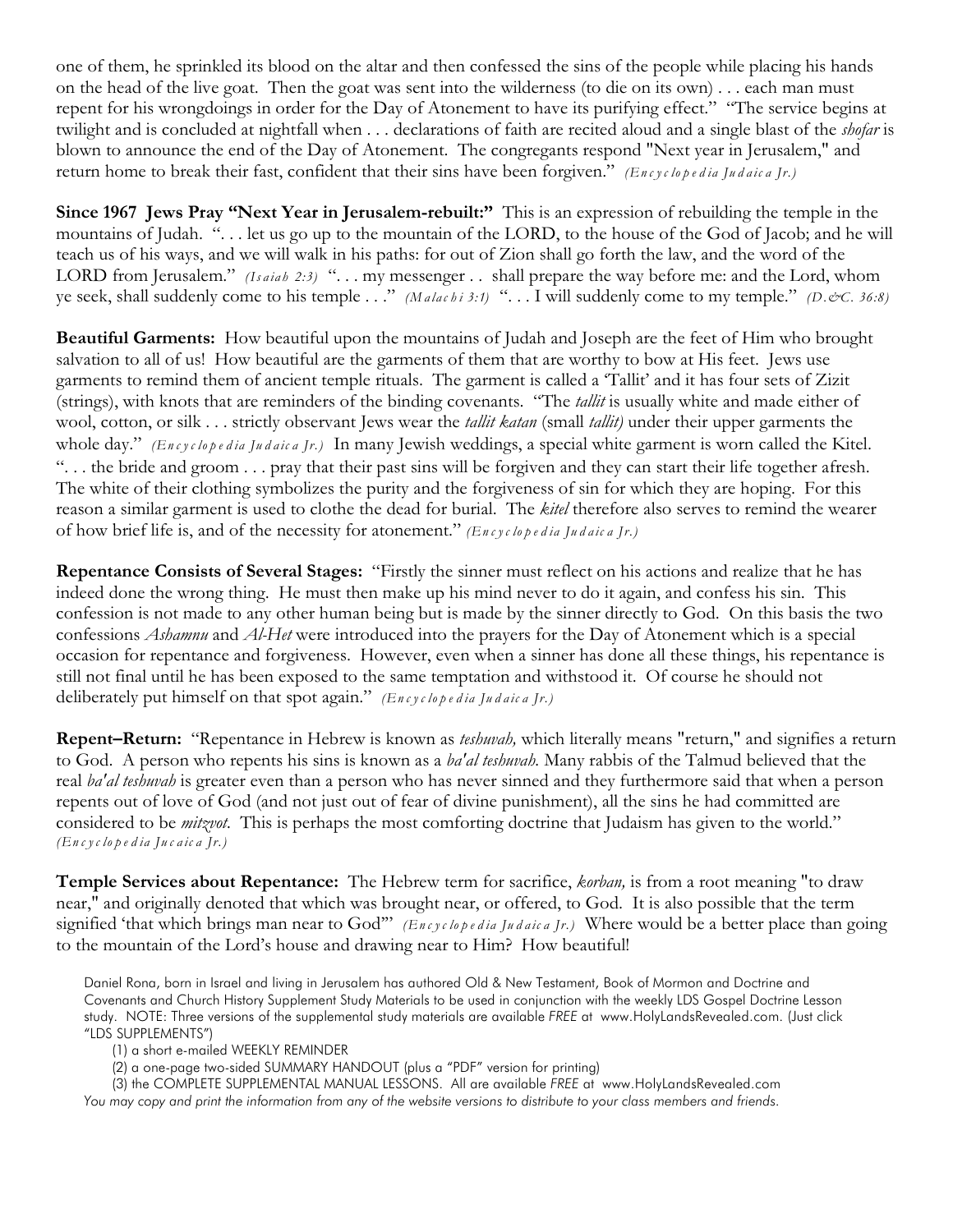one of them, he sprinkled its blood on the altar and then confessed the sins of the people while placing his hands on the head of the live goat. Then the goat was sent into the wilderness (to die on its own) . . . each man must repent for his wrongdoings in order for the Day of Atonement to have its purifying effect." "The service begins at twilight and is concluded at nightfall when . . . declarations of faith are recited aloud and a single blast of the *shofar* is blown to announce the end of the Day of Atonement. The congregants respond "Next year in Jerusalem," and return home to break their fast, confident that their sins have been forgiven." *(Encyclopedia Judaica Jr.)*

**Since 1967 Jews Pray "Next Year in Jerusalem-rebuilt:"** This is an expression of rebuilding the temple in the mountains of Judah. ". . . let us go up to the mountain of the LORD, to the house of the God of Jacob; and he will teach us of his ways, and we will walk in his paths: for out of Zion shall go forth the law, and the word of the LORD from Jerusalem." *(Isaiah 2:3)* ". . . my messenger . . shall prepare the way before me: and the Lord, whom ye seek, shall suddenly come to his temple . . ." *(Malachi 3:1)* ". . . I will suddenly come to my temple." *(D.&C. 36:8)*

**Beautiful Garments:** How beautiful upon the mountains of Judah and Joseph are the feet of Him who brought salvation to all of us! How beautiful are the garments of them that are worthy to bow at His feet. Jews use garments to remind them of ancient temple rituals. The garment is called a 'Tallit' and it has four sets of Zizit (strings), with knots that are reminders of the binding covenants. "The *tallit* is usually white and made either of wool, cotton, or silk . . . strictly observant Jews wear the *tallit katan* (small *tallit)* under their upper garments the whole day." *(Encyclopedia Judaica Jr.)* In many Jewish weddings, a special white garment is worn called the Kitel. ". . . the bride and groom . . . pray that their past sins will be forgiven and they can start their life together afresh. The white of their clothing symbolizes the purity and the forgiveness of sin for which they are hoping. For this reason a similar garment is used to clothe the dead for burial. The *kitel* therefore also serves to remind the wearer of how brief life is, and of the necessity for atonement." *(Encyclopedia Judaica Jr.)*

**Repentance Consists of Several Stages:** "Firstly the sinner must reflect on his actions and realize that he has indeed done the wrong thing. He must then make up his mind never to do it again, and confess his sin. This confession is not made to any other human being but is made by the sinner directly to God. On this basis the two confessions *Ashamnu* and *Al-Het* were introduced into the prayers for the Day of Atonement which is a special occasion for repentance and forgiveness. However, even when a sinner has done all these things, his repentance is still not final until he has been exposed to the same temptation and withstood it. Of course he should not deliberately put himself on that spot again." *(Encyclopedia Judaica Jr.)*

**Repent–Return:** "Repentance in Hebrew is known as *teshuvah,* which literally means "return," and signifies a return to God. A person who repents his sins is known as a *ba'al teshuvah.* Many rabbis of the Talmud believed that the real *ba'al teshuvah* is greater even than a person who has never sinned and they furthermore said that when a person repents out of love of God (and not just out of fear of divine punishment), all the sins he had committed are considered to be *mitzvot.* This is perhaps the most comforting doctrine that Judaism has given to the world." *(Encyclopedia Jucaica Jr.)*

**Temple Services about Repentance:** The Hebrew term for sacrifice, *korban,* is from a root meaning "to draw near," and originally denoted that which was brought near, or offered, to God. It is also possible that the term signified 'that which brings man near to God'" *(Encyclopedia Judaica Jr.)* Where would be a better place than going to the mountain of the Lord's house and drawing near to Him? How beautiful!

Daniel Rona, born in Israel and living in Jerusalem has authored Old & New Testament, Book of Mormon and Doctrine and Covenants and Church History Supplement Study Materials to be used in conjunction with the weekly LDS Gospel Doctrine Lesson study. NOTE: Three versions of the supplemental study materials are available *FREE* at www.HolyLandsRevealed.com. (Just click "LDS SUPPLEMENTS")

(1) a short e-mailed WEEKLY REMINDER
(2) a one-page two-sided SUMMARY HANDOUT (plus a "PDF" version for printing)
(3) the COMPLETE SUPPLEMENTAL MANUAL LESSONS. All are available *FREE* at www.HolyLandsRevealed.com

*You may copy and print the information from any of the website versions to distribute to your class members and friends.*